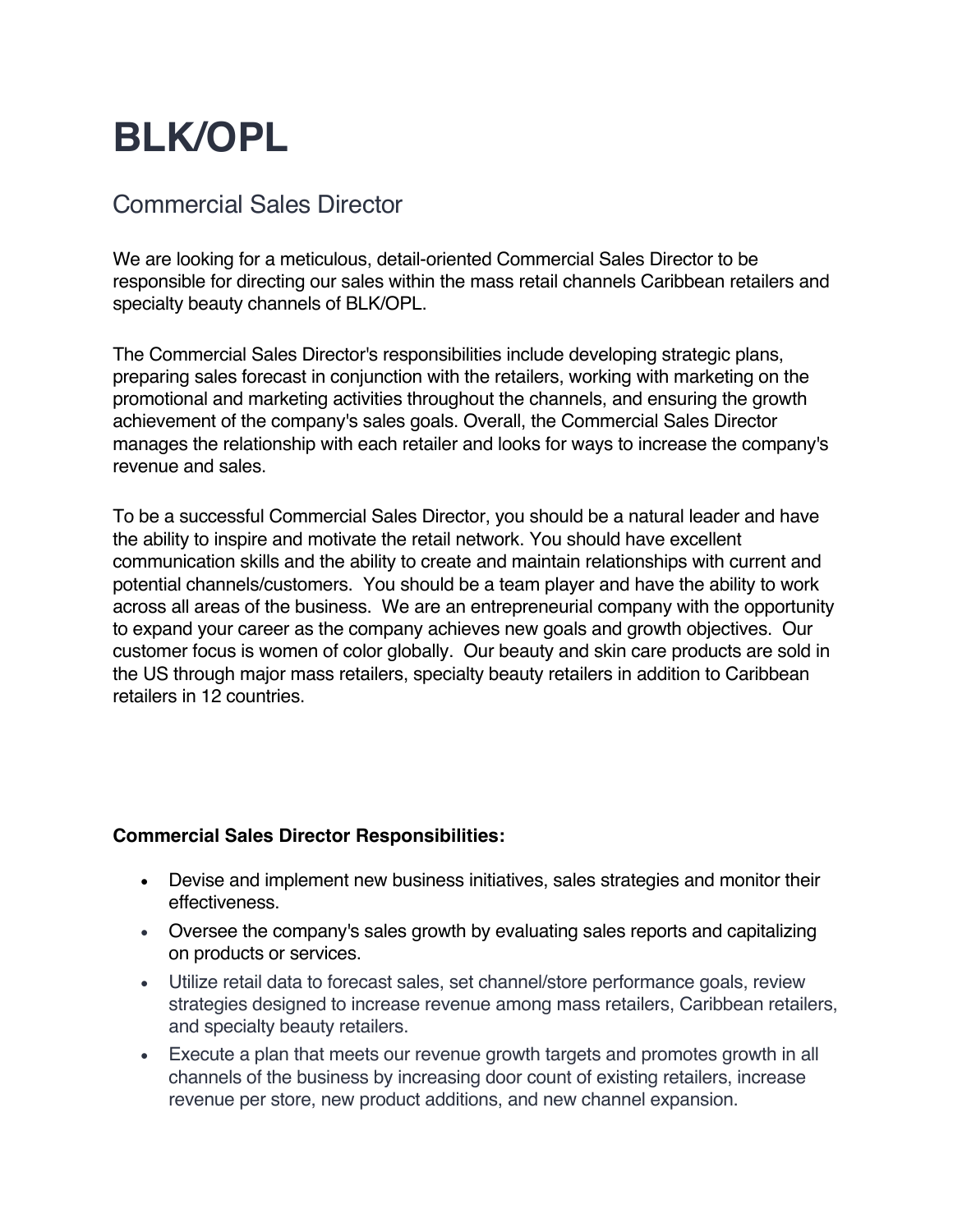# BLK/OPL

## Commercial Sales Director

We are looking for a meticulous, detail-oriented Commercial Sales Director to be responsible for directing our sales within the mass retail channels Caribbean retailers and specialty beauty channels of BLK/OPL.

The Commercial Sales Director's responsibilities include developing strategic plans, preparing sales forecast in conjunction with the retailers, working with marketing on the promotional and marketing activities throughout the channels, and ensuring the growth achievement of the company's sales goals. Overall, the Commercial Sales Director manages the relationship with each retailer and looks for ways to increase the company's revenue and sales.

To be a successful Commercial Sales Director, you should be a natural leader and have the ability to inspire and motivate the retail network. You should have excellent communication skills and the ability to create and maintain relationships with current and potential channels/customers. You should be a team player and have the ability to work across all areas of the business. We are an entrepreneurial company with the opportunity to expand your career as the company achieves new goals and growth objectives. Our customer focus is women of color globally. Our beauty and skin care products are sold in the US through major mass retailers, specialty beauty retailers in addition to Caribbean retailers in 12 countries.

**Commercial Sales Director Responsibilities:**

- Devise and implement new business initiatives, sales strategies and monitor their effectiveness.
- Oversee the company's sales growth by evaluating sales reports and capitalizing on products or services.
- Utilize retail data to forecast sales, set channel/store performance goals, review strategies designed to increase revenue among mass retailers, Caribbean retailers, and specialty beauty retailers.
- Execute a plan that meets our revenue growth targets and promotes growth in all channels of the business by increasing door count of existing retailers, increase revenue per store, new product additions, and new channel expansion.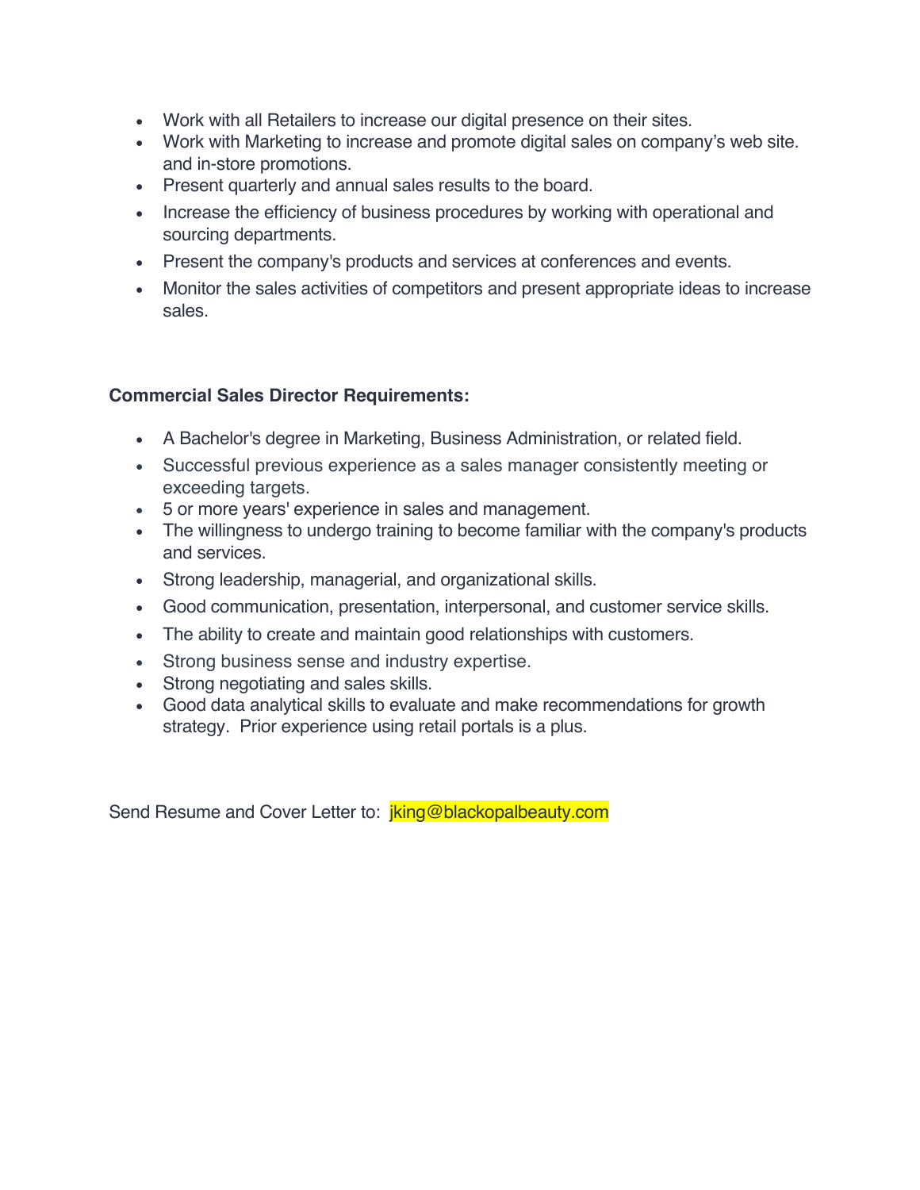- Work with all Retailers to increase our digital presence on their sites.
- Work with Marketing to increase and promote digital sales on company's web site. and in-store promotions.
- Present quarterly and annual sales results to the board.
- Increase the efficiency of business procedures by working with operational and sourcing departments.
- Present the company's products and services at conferences and events.
- Monitor the sales activities of competitors and present appropriate ideas to increase sales.

**Commercial Sales Director Requirements:**

- A Bachelor's degree in Marketing, Business Administration, or related field.
- Successful previous experience as a sales manager consistently meeting or exceeding targets.
- 5 or more years' experience in sales and management.
- The willingness to undergo training to become familiar with the company's products and services.
- Strong leadership, managerial, and organizational skills.
- Good communication, presentation, interpersonal, and customer service skills.
- The ability to create and maintain good relationships with customers.
- Strong business sense and industry expertise.
- Strong negotiating and sales skills.
- Good data analytical skills to evaluate and make recommendations for growth strategy. Prior experience using retail portals is a plus.

Send Resume and Cover Letter to: jking@blackopalbeauty.com